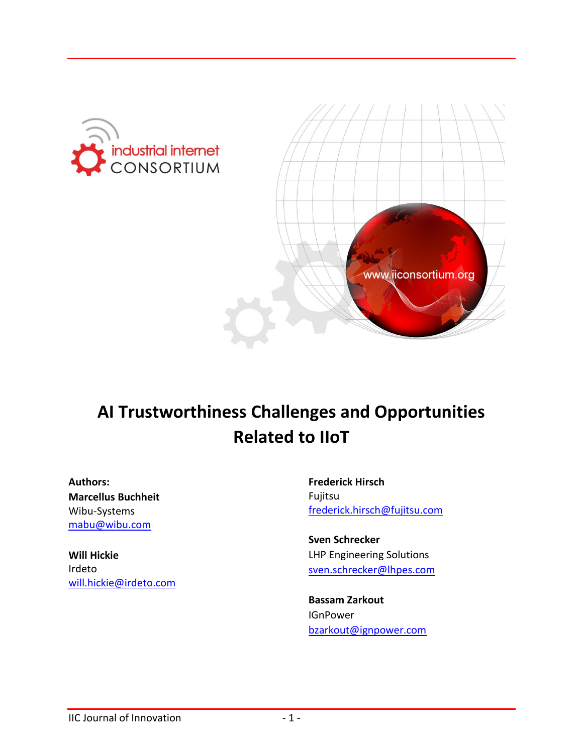# AI Trustworthiness Challenges and Opportunities Related to IIoT

**Authors:**

**Marcellus Buchheit**
Wibu-Systems
mabu@wibu.com

**Will Hickie**
Irdeto
will.hickie@irdeto.com

**Frederick Hirsch**
Fujitsu
frederick.hirsch@fujitsu.com

**Sven Schrecker**
LHP Engineering Solutions
sven.schrecker@lhpes.com

**Bassam Zarkout**
IGnPower
bzarkout@ignpower.com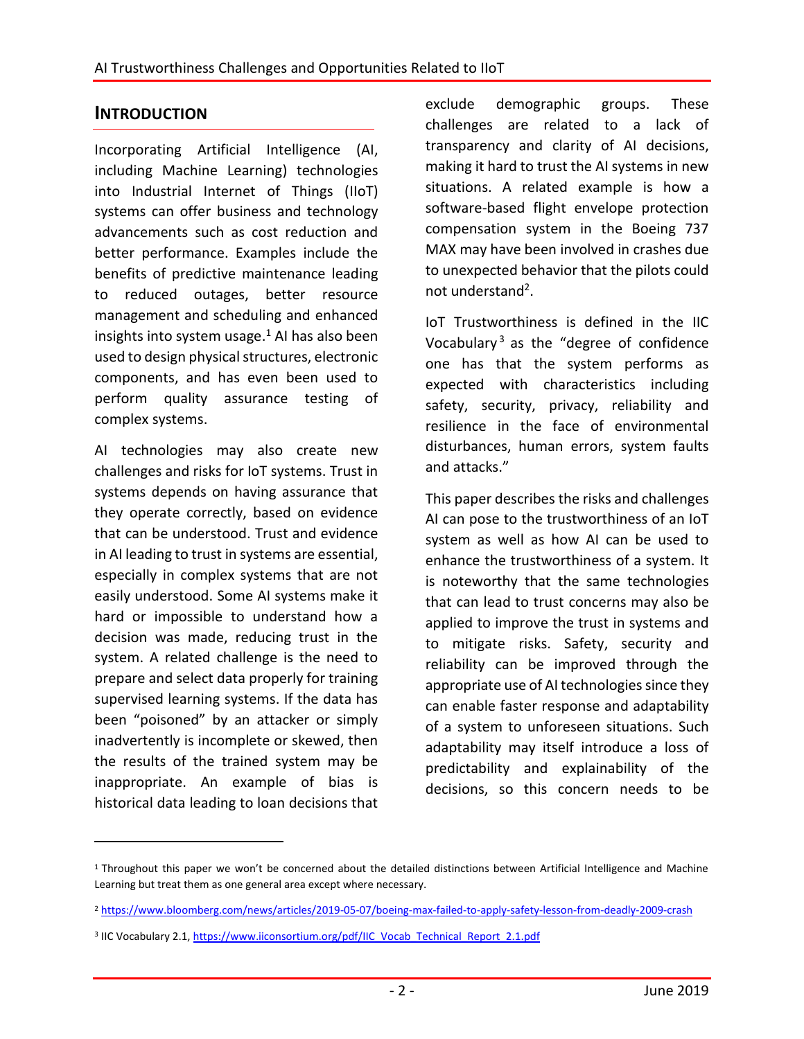## INTRODUCTION

Incorporating Artificial Intelligence (AI, including Machine Learning) technologies into Industrial Internet of Things (IIoT) systems can offer business and technology advancements such as cost reduction and better performance. Examples include the benefits of predictive maintenance leading to reduced outages, better resource management and scheduling and enhanced insights into system usage.[1] AI has also been used to design physical structures, electronic components, and has even been used to perform quality assurance testing of complex systems.

AI technologies may also create new challenges and risks for IoT systems. Trust in systems depends on having assurance that they operate correctly, based on evidence that can be understood. Trust and evidence in AI leading to trust in systems are essential, especially in complex systems that are not easily understood. Some AI systems make it hard or impossible to understand how a decision was made, reducing trust in the system. A related challenge is the need to prepare and select data properly for training supervised learning systems. If the data has been "poisoned" by an attacker or simply inadvertently is incomplete or skewed, then the results of the trained system may be inappropriate. An example of bias is historical data leading to loan decisions that exclude demographic groups. These challenges are related to a lack of transparency and clarity of AI decisions, making it hard to trust the AI systems in new situations. A related example is how a software-based flight envelope protection compensation system in the Boeing 737 MAX may have been involved in crashes due to unexpected behavior that the pilots could not understand[2].

IoT Trustworthiness is defined in the IIC Vocabulary[3] as the "degree of confidence one has that the system performs as expected with characteristics including safety, security, privacy, reliability and resilience in the face of environmental disturbances, human errors, system faults and attacks."

This paper describes the risks and challenges AI can pose to the trustworthiness of an IoT system as well as how AI can be used to enhance the trustworthiness of a system. It is noteworthy that the same technologies that can lead to trust concerns may also be applied to improve the trust in systems and to mitigate risks. Safety, security and reliability can be improved through the appropriate use of AI technologies since they can enable faster response and adaptability of a system to unforeseen situations. Such adaptability may itself introduce a loss of predictability and explainability of the decisions, so this concern needs to be

---

[1] Throughout this paper we won't be concerned about the detailed distinctions between Artificial Intelligence and Machine Learning but treat them as one general area except where necessary.

[2] https://www.bloomberg.com/news/articles/2019-05-07/boeing-max-failed-to-apply-safety-lesson-from-deadly-2009-crash

[3] IIC Vocabulary 2.1, https://www.iiconsortium.org/pdf/IIC_Vocab_Technical_Report_2.1.pdf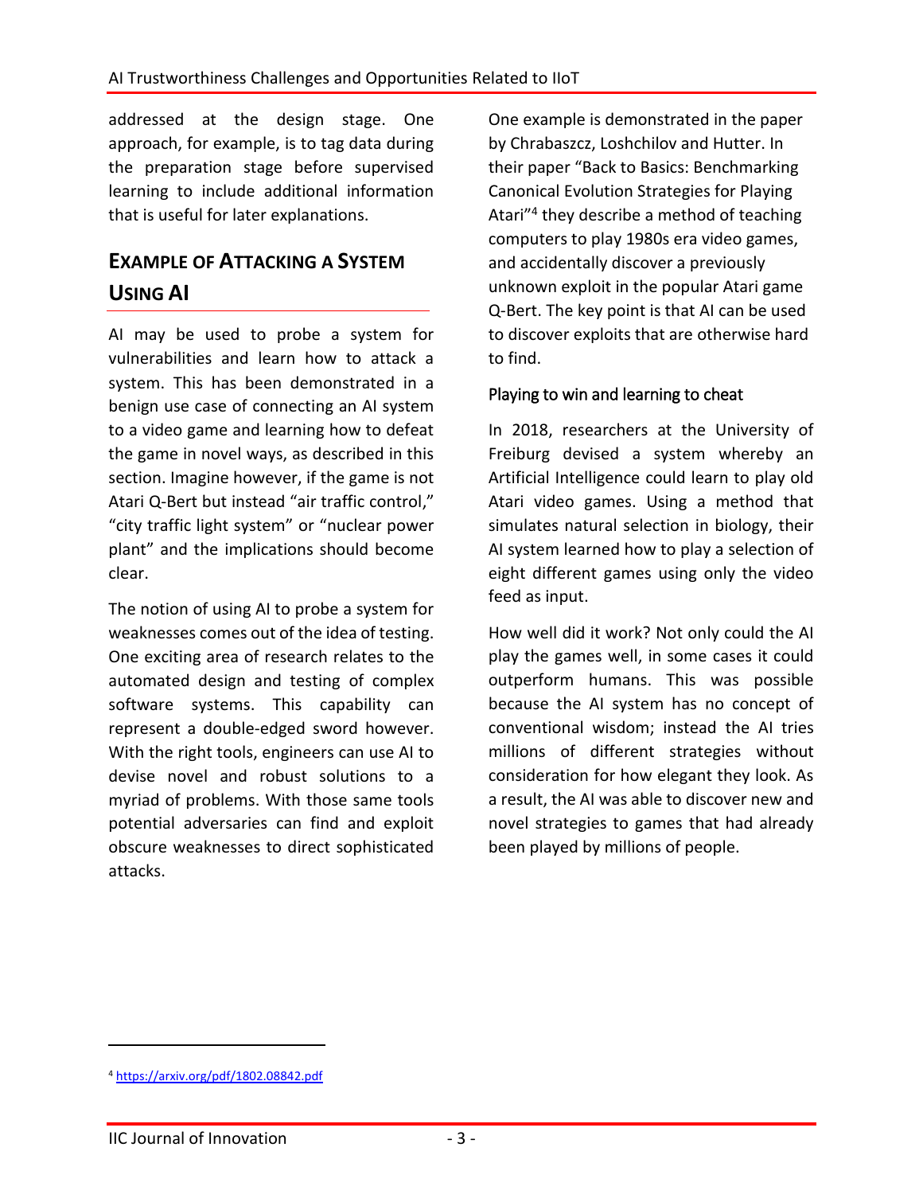addressed at the design stage. One approach, for example, is to tag data during the preparation stage before supervised learning to include additional information that is useful for later explanations.

## Example of Attacking a System Using AI

AI may be used to probe a system for vulnerabilities and learn how to attack a system. This has been demonstrated in a benign use case of connecting an AI system to a video game and learning how to defeat the game in novel ways, as described in this section. Imagine however, if the game is not Atari Q-Bert but instead "air traffic control," "city traffic light system" or "nuclear power plant" and the implications should become clear.

The notion of using AI to probe a system for weaknesses comes out of the idea of testing. One exciting area of research relates to the automated design and testing of complex software systems. This capability can represent a double-edged sword however. With the right tools, engineers can use AI to devise novel and robust solutions to a myriad of problems. With those same tools potential adversaries can find and exploit obscure weaknesses to direct sophisticated attacks.

One example is demonstrated in the paper by Chrabaszcz, Loshchilov and Hutter. In their paper "Back to Basics: Benchmarking Canonical Evolution Strategies for Playing Atari"[4] they describe a method of teaching computers to play 1980s era video games, and accidentally discover a previously unknown exploit in the popular Atari game Q-Bert. The key point is that AI can be used to discover exploits that are otherwise hard to find.

### Playing to win and learning to cheat

In 2018, researchers at the University of Freiburg devised a system whereby an Artificial Intelligence could learn to play old Atari video games. Using a method that simulates natural selection in biology, their AI system learned how to play a selection of eight different games using only the video feed as input.

How well did it work? Not only could the AI play the games well, in some cases it could outperform humans. This was possible because the AI system has no concept of conventional wisdom; instead the AI tries millions of different strategies without consideration for how elegant they look. As a result, the AI was able to discover new and novel strategies to games that had already been played by millions of people.

---

[4] https://arxiv.org/pdf/1802.08842.pdf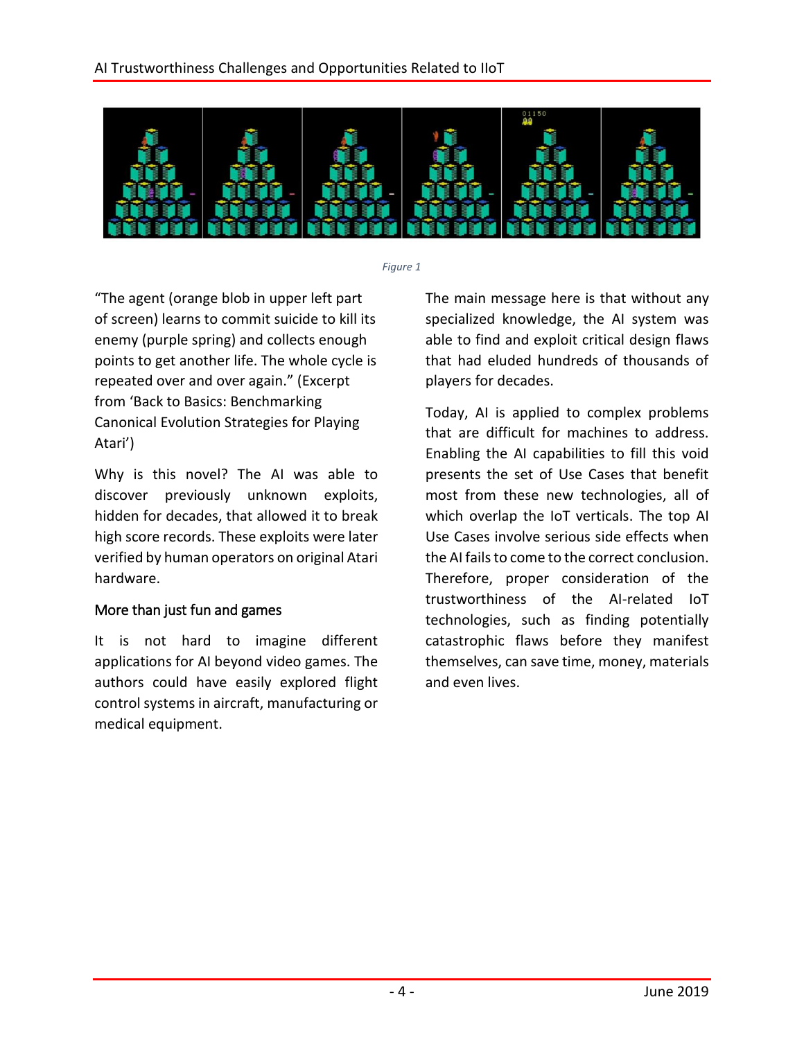Figure 1

“The agent (orange blob in upper left part of screen) learns to commit suicide to kill its enemy (purple spring) and collects enough points to get another life. The whole cycle is repeated over and over again.” (Excerpt from ‘Back to Basics: Benchmarking Canonical Evolution Strategies for Playing Atari’)

Why is this novel? The AI was able to discover previously unknown exploits, hidden for decades, that allowed it to break high score records. These exploits were later verified by human operators on original Atari hardware.

## More than just fun and games

It is not hard to imagine different applications for AI beyond video games. The authors could have easily explored flight control systems in aircraft, manufacturing or medical equipment.

The main message here is that without any specialized knowledge, the AI system was able to find and exploit critical design flaws that had eluded hundreds of thousands of players for decades.

Today, AI is applied to complex problems that are difficult for machines to address. Enabling the AI capabilities to fill this void presents the set of Use Cases that benefit most from these new technologies, all of which overlap the IoT verticals. The top AI Use Cases involve serious side effects when the AI fails to come to the correct conclusion. Therefore, proper consideration of the trustworthiness of the AI-related IoT technologies, such as finding potentially catastrophic flaws before they manifest themselves, can save time, money, materials and even lives.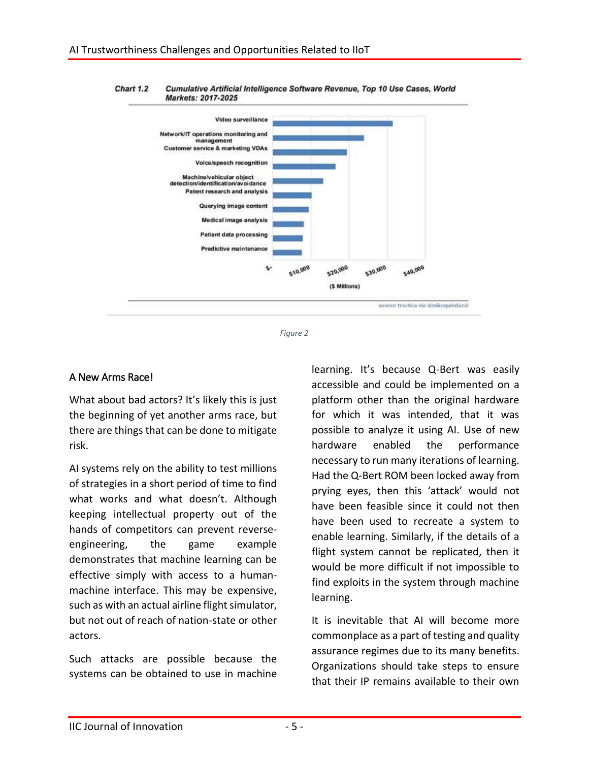Chart 1.2 Cumulative Artificial Intelligence Software Revenue, Top 10 Use Cases, World Markets: 2017-2025

Figure 2

## A New Arms Race!

What about bad actors? It's likely this is just the beginning of yet another arms race, but there are things that can be done to mitigate risk.

AI systems rely on the ability to test millions of strategies in a short period of time to find what works and what doesn't. Although keeping intellectual property out of the hands of competitors can prevent reverse-engineering, the game example demonstrates that machine learning can be effective simply with access to a human-machine interface. This may be expensive, such as with an actual airline flight simulator, but not out of reach of nation-state or other actors.

Such attacks are possible because the systems can be obtained to use in machine learning. It's because Q-Bert was easily accessible and could be implemented on a platform other than the original hardware for which it was intended, that it was possible to analyze it using AI. Use of new hardware enabled the performance necessary to run many iterations of learning. Had the Q-Bert ROM been locked away from prying eyes, then this 'attack' would not have been feasible since it could not then have been used to recreate a system to enable learning. Similarly, if the details of a flight system cannot be replicated, then it would be more difficult if not impossible to find exploits in the system through machine learning.

It is inevitable that AI will become more commonplace as a part of testing and quality assurance regimes due to its many benefits. Organizations should take steps to ensure that their IP remains available to their own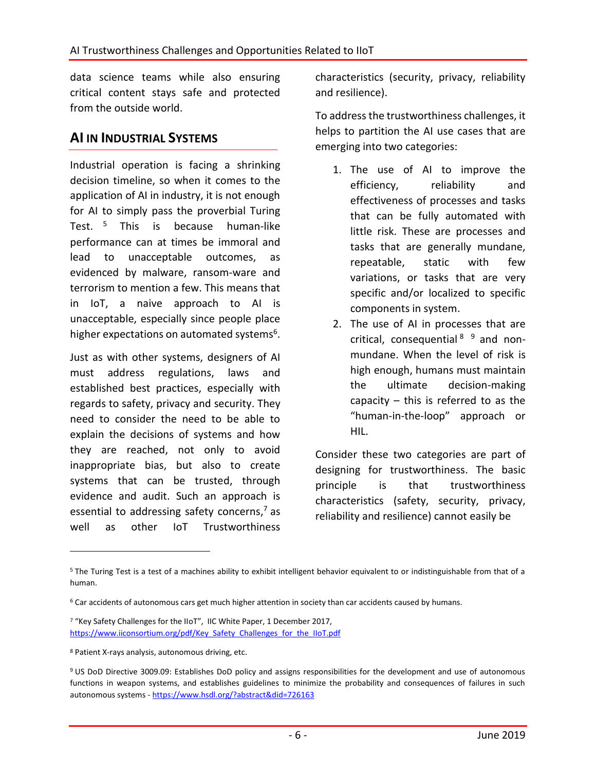data science teams while also ensuring critical content stays safe and protected from the outside world.

## AI in Industrial Systems

Industrial operation is facing a shrinking decision timeline, so when it comes to the application of AI in industry, it is not enough for AI to simply pass the proverbial Turing Test. [5] This is because human-like performance can at times be immoral and lead to unacceptable outcomes, as evidenced by malware, ransom-ware and terrorism to mention a few. This means that in IoT, a naive approach to AI is unacceptable, especially since people place higher expectations on automated systems[6].

Just as with other systems, designers of AI must address regulations, laws and established best practices, especially with regards to safety, privacy and security. They need to consider the need to be able to explain the decisions of systems and how they are reached, not only to avoid inappropriate bias, but also to create systems that can be trusted, through evidence and audit. Such an approach is essential to addressing safety concerns,[7] as well as other IoT Trustworthiness characteristics (security, privacy, reliability and resilience).

To address the trustworthiness challenges, it helps to partition the AI use cases that are emerging into two categories:

1. The use of AI to improve the efficiency, reliability and effectiveness of processes and tasks that can be fully automated with little risk. These are processes and tasks that are generally mundane, repeatable, static with few variations, or tasks that are very specific and/or localized to specific components in system.
2. The use of AI in processes that are critical, consequential [8] [9] and non-mundane. When the level of risk is high enough, humans must maintain the ultimate decision-making capacity – this is referred to as the "human-in-the-loop" approach or HIL.

Consider these two categories are part of designing for trustworthiness. The basic principle is that trustworthiness characteristics (safety, security, privacy, reliability and resilience) cannot easily be

---

[5] The Turing Test is a test of a machines ability to exhibit intelligent behavior equivalent to or indistinguishable from that of a human.

[6] Car accidents of autonomous cars get much higher attention in society than car accidents caused by humans.

[7] "Key Safety Challenges for the IIoT", IIC White Paper, 1 December 2017, https://www.iiconsortium.org/pdf/Key_Safety_Challenges_for_the_IIoT.pdf

[8] Patient X-rays analysis, autonomous driving, etc.

[9] US DoD Directive 3009.09: Establishes DoD policy and assigns responsibilities for the development and use of autonomous functions in weapon systems, and establishes guidelines to minimize the probability and consequences of failures in such autonomous systems - https://www.hsdl.org/?abstract&did=726163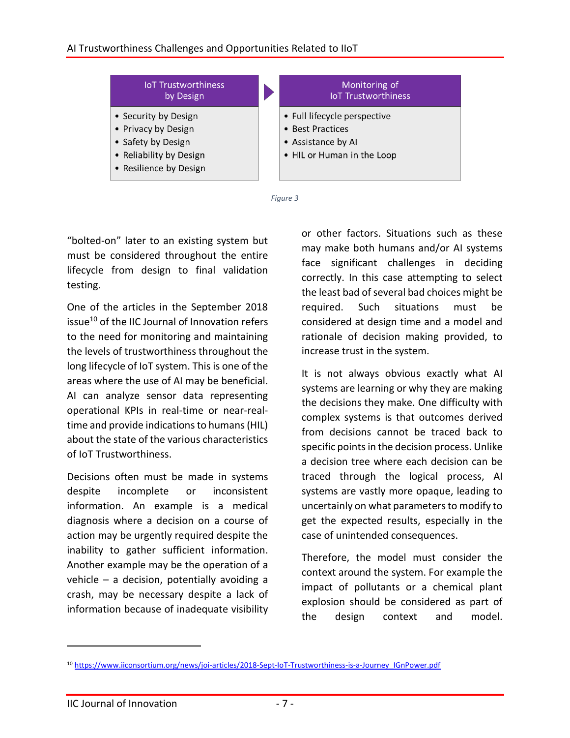| IoT Trustworthiness by Design | | Monitoring of IoT Trustworthiness |
|---|---|---|
| • Security by Design<br>• Privacy by Design<br>• Safety by Design<br>• Reliability by Design<br>• Resilience by Design | ▶ | • Full lifecycle perspective<br>• Best Practices<br>• Assistance by AI<br>• HIL or Human in the Loop |

*Figure 3*

"bolted-on" later to an existing system but must be considered throughout the entire lifecycle from design to final validation testing.

One of the articles in the September 2018 issue[10] of the IIC Journal of Innovation refers to the need for monitoring and maintaining the levels of trustworthiness throughout the long lifecycle of IoT system. This is one of the areas where the use of AI may be beneficial. AI can analyze sensor data representing operational KPIs in real-time or near-real-time and provide indications to humans (HIL) about the state of the various characteristics of IoT Trustworthiness.

Decisions often must be made in systems despite incomplete or inconsistent information. An example is a medical diagnosis where a decision on a course of action may be urgently required despite the inability to gather sufficient information. Another example may be the operation of a vehicle – a decision, potentially avoiding a crash, may be necessary despite a lack of information because of inadequate visibility or other factors. Situations such as these may make both humans and/or AI systems face significant challenges in deciding correctly. In this case attempting to select the least bad of several bad choices might be required. Such situations must be considered at design time and a model and rationale of decision making provided, to increase trust in the system.

It is not always obvious exactly what AI systems are learning or why they are making the decisions they make. One difficulty with complex systems is that outcomes derived from decisions cannot be traced back to specific points in the decision process. Unlike a decision tree where each decision can be traced through the logical process, AI systems are vastly more opaque, leading to uncertainly on what parameters to modify to get the expected results, especially in the case of unintended consequences.

Therefore, the model must consider the context around the system. For example the impact of pollutants or a chemical plant explosion should be considered as part of the design context and model.

[10] https://www.iiconsortium.org/news/joi-articles/2018-Sept-IoT-Trustworthiness-is-a-Journey_IGnPower.pdf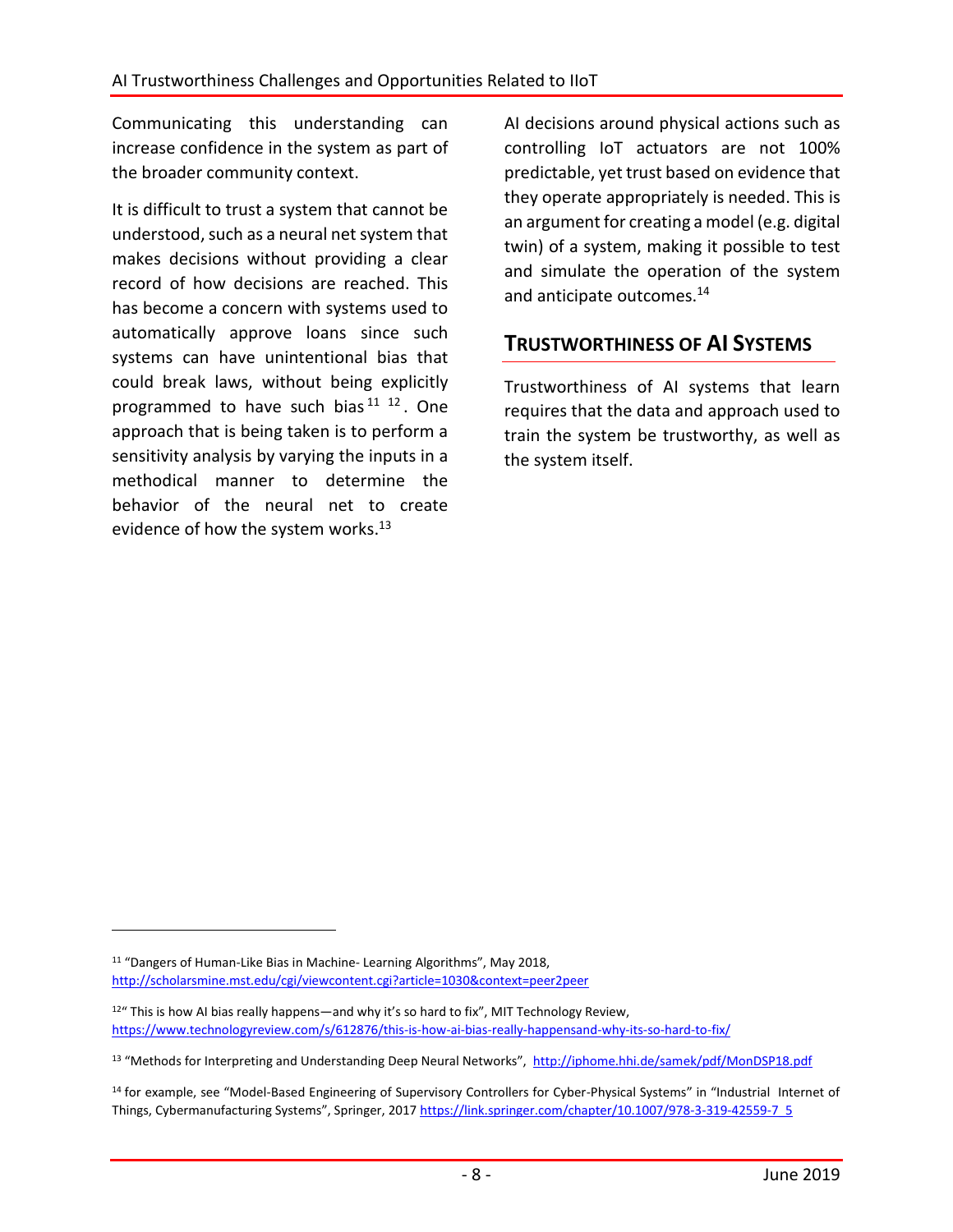Communicating this understanding can increase confidence in the system as part of the broader community context.

It is difficult to trust a system that cannot be understood, such as a neural net system that makes decisions without providing a clear record of how decisions are reached. This has become a concern with systems used to automatically approve loans since such systems can have unintentional bias that could break laws, without being explicitly programmed to have such bias[11] [12]. One approach that is being taken is to perform a sensitivity analysis by varying the inputs in a methodical manner to determine the behavior of the neural net to create evidence of how the system works.[13]

AI decisions around physical actions such as controlling IoT actuators are not 100% predictable, yet trust based on evidence that they operate appropriately is needed. This is an argument for creating a model (e.g. digital twin) of a system, making it possible to test and simulate the operation of the system and anticipate outcomes.[14]

## TRUSTWORTHINESS OF AI SYSTEMS

Trustworthiness of AI systems that learn requires that the data and approach used to train the system be trustworthy, as well as the system itself.

---

[11] "Dangers of Human-Like Bias in Machine- Learning Algorithms", May 2018, http://scholarsmine.mst.edu/cgi/viewcontent.cgi?article=1030&context=peer2peer

[12] " This is how AI bias really happens—and why it's so hard to fix", MIT Technology Review, https://www.technologyreview.com/s/612876/this-is-how-ai-bias-really-happensand-why-its-so-hard-to-fix/

[13] "Methods for Interpreting and Understanding Deep Neural Networks", http://iphome.hhi.de/samek/pdf/MonDSP18.pdf

[14] for example, see "Model-Based Engineering of Supervisory Controllers for Cyber-Physical Systems" in "Industrial Internet of Things, Cybermanufacturing Systems", Springer, 2017 https://link.springer.com/chapter/10.1007/978-3-319-42559-7_5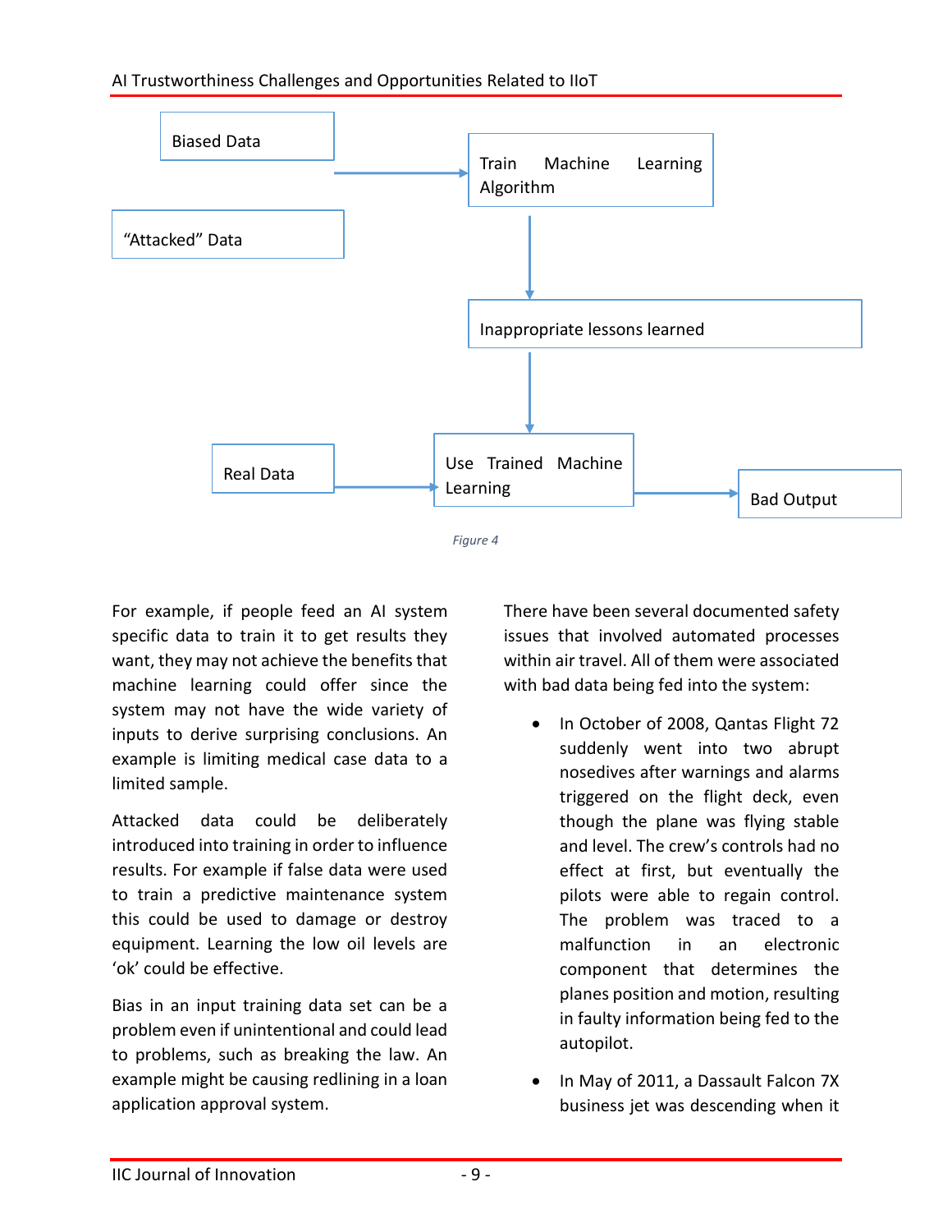Biased Data

"Attacked" Data

Train Machine Learning Algorithm

Inappropriate lessons learned

Real Data

Use Trained Machine Learning

Bad Output

*Figure 4*

For example, if people feed an AI system specific data to train it to get results they want, they may not achieve the benefits that machine learning could offer since the system may not have the wide variety of inputs to derive surprising conclusions. An example is limiting medical case data to a limited sample.

Attacked data could be deliberately introduced into training in order to influence results. For example if false data were used to train a predictive maintenance system this could be used to damage or destroy equipment. Learning the low oil levels are 'ok' could be effective.

Bias in an input training data set can be a problem even if unintentional and could lead to problems, such as breaking the law. An example might be causing redlining in a loan application approval system.

There have been several documented safety issues that involved automated processes within air travel. All of them were associated with bad data being fed into the system:

- In October of 2008, Qantas Flight 72 suddenly went into two abrupt nosedives after warnings and alarms triggered on the flight deck, even though the plane was flying stable and level. The crew's controls had no effect at first, but eventually the pilots were able to regain control. The problem was traced to a malfunction in an electronic component that determines the planes position and motion, resulting in faulty information being fed to the autopilot.
- In May of 2011, a Dassault Falcon 7X business jet was descending when it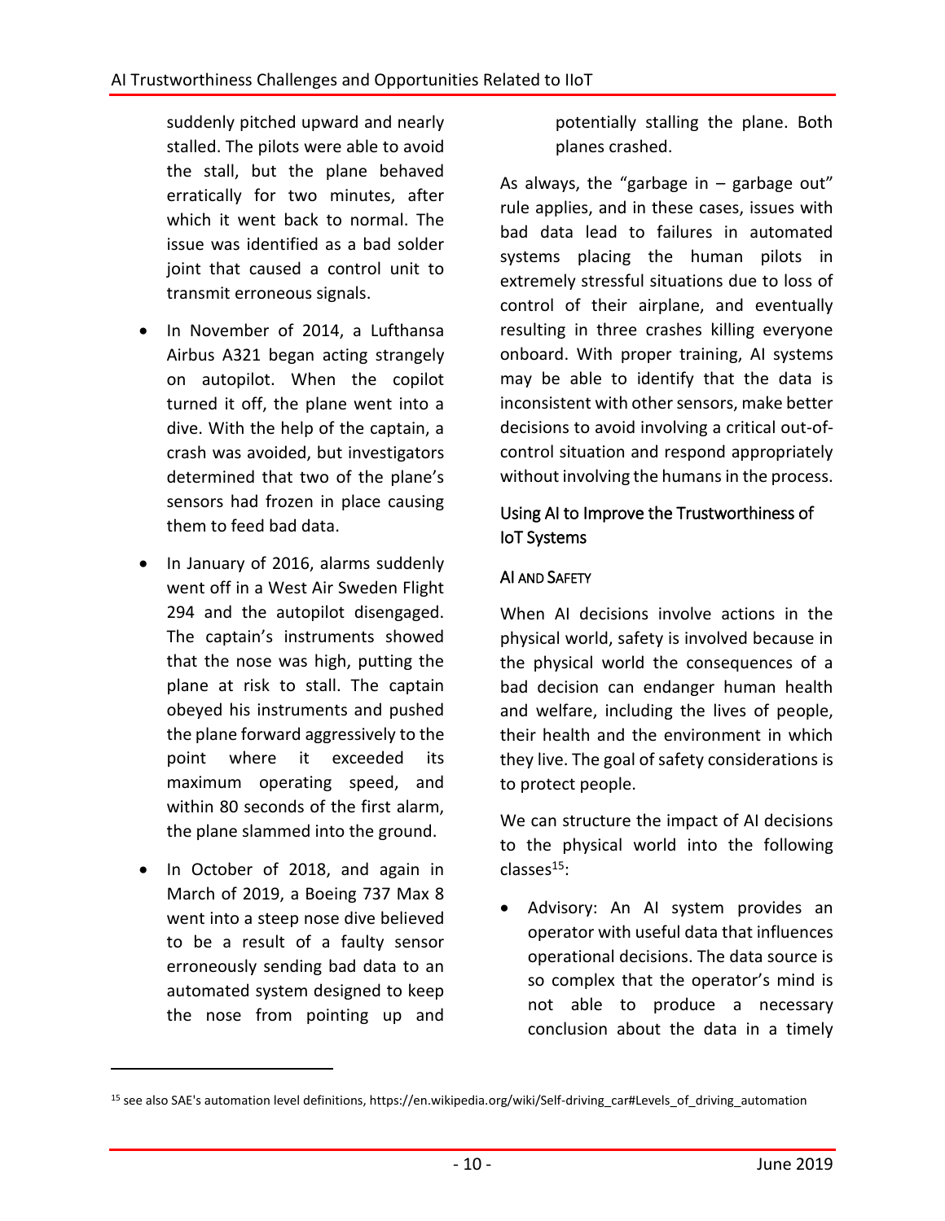suddenly pitched upward and nearly stalled. The pilots were able to avoid the stall, but the plane behaved erratically for two minutes, after which it went back to normal. The issue was identified as a bad solder joint that caused a control unit to transmit erroneous signals.

- In November of 2014, a Lufthansa Airbus A321 began acting strangely on autopilot. When the copilot turned it off, the plane went into a dive. With the help of the captain, a crash was avoided, but investigators determined that two of the plane's sensors had frozen in place causing them to feed bad data.
- In January of 2016, alarms suddenly went off in a West Air Sweden Flight 294 and the autopilot disengaged. The captain's instruments showed that the nose was high, putting the plane at risk to stall. The captain obeyed his instruments and pushed the plane forward aggressively to the point where it exceeded its maximum operating speed, and within 80 seconds of the first alarm, the plane slammed into the ground.
- In October of 2018, and again in March of 2019, a Boeing 737 Max 8 went into a steep nose dive believed to be a result of a faulty sensor erroneously sending bad data to an automated system designed to keep the nose from pointing up and potentially stalling the plane. Both planes crashed.

As always, the "garbage in – garbage out" rule applies, and in these cases, issues with bad data lead to failures in automated systems placing the human pilots in extremely stressful situations due to loss of control of their airplane, and eventually resulting in three crashes killing everyone onboard. With proper training, AI systems may be able to identify that the data is inconsistent with other sensors, make better decisions to avoid involving a critical out-of-control situation and respond appropriately without involving the humans in the process.

## Using AI to Improve the Trustworthiness of IoT Systems

### AI and Safety

When AI decisions involve actions in the physical world, safety is involved because in the physical world the consequences of a bad decision can endanger human health and welfare, including the lives of people, their health and the environment in which they live. The goal of safety considerations is to protect people.

We can structure the impact of AI decisions to the physical world into the following classes[15]:

- Advisory: An AI system provides an operator with useful data that influences operational decisions. The data source is so complex that the operator's mind is not able to produce a necessary conclusion about the data in a timely

[15] see also SAE's automation level definitions, https://en.wikipedia.org/wiki/Self-driving_car#Levels_of_driving_automation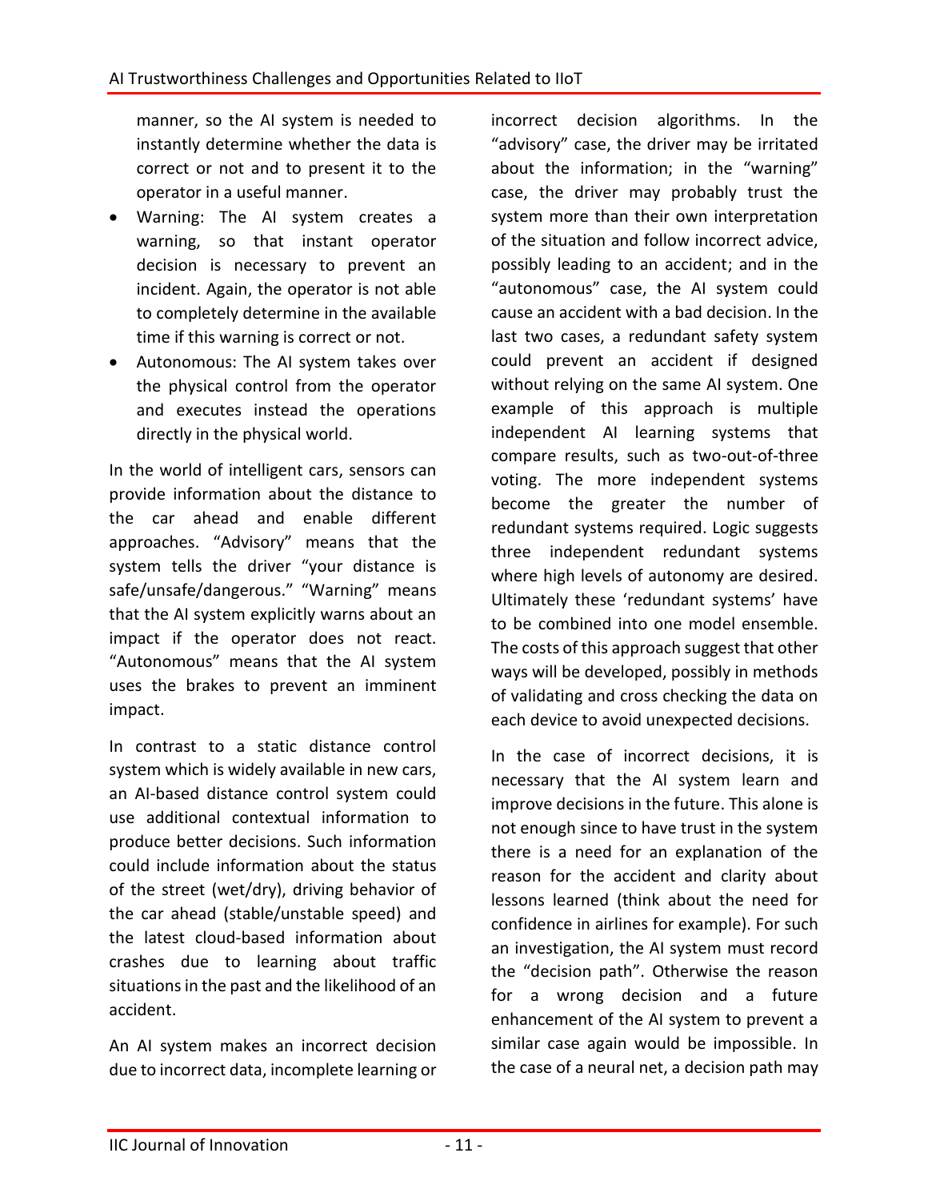manner, so the AI system is needed to instantly determine whether the data is correct or not and to present it to the operator in a useful manner.

- Warning: The AI system creates a warning, so that instant operator decision is necessary to prevent an incident. Again, the operator is not able to completely determine in the available time if this warning is correct or not.
- Autonomous: The AI system takes over the physical control from the operator and executes instead the operations directly in the physical world.

In the world of intelligent cars, sensors can provide information about the distance to the car ahead and enable different approaches. "Advisory" means that the system tells the driver "your distance is safe/unsafe/dangerous." "Warning" means that the AI system explicitly warns about an impact if the operator does not react. "Autonomous" means that the AI system uses the brakes to prevent an imminent impact.

In contrast to a static distance control system which is widely available in new cars, an AI-based distance control system could use additional contextual information to produce better decisions. Such information could include information about the status of the street (wet/dry), driving behavior of the car ahead (stable/unstable speed) and the latest cloud-based information about crashes due to learning about traffic situations in the past and the likelihood of an accident.

An AI system makes an incorrect decision due to incorrect data, incomplete learning or incorrect decision algorithms. In the "advisory" case, the driver may be irritated about the information; in the "warning" case, the driver may probably trust the system more than their own interpretation of the situation and follow incorrect advice, possibly leading to an accident; and in the "autonomous" case, the AI system could cause an accident with a bad decision. In the last two cases, a redundant safety system could prevent an accident if designed without relying on the same AI system. One example of this approach is multiple independent AI learning systems that compare results, such as two-out-of-three voting. The more independent systems become the greater the number of redundant systems required. Logic suggests three independent redundant systems where high levels of autonomy are desired. Ultimately these 'redundant systems' have to be combined into one model ensemble. The costs of this approach suggest that other ways will be developed, possibly in methods of validating and cross checking the data on each device to avoid unexpected decisions.

In the case of incorrect decisions, it is necessary that the AI system learn and improve decisions in the future. This alone is not enough since to have trust in the system there is a need for an explanation of the reason for the accident and clarity about lessons learned (think about the need for confidence in airlines for example). For such an investigation, the AI system must record the "decision path". Otherwise the reason for a wrong decision and a future enhancement of the AI system to prevent a similar case again would be impossible. In the case of a neural net, a decision path may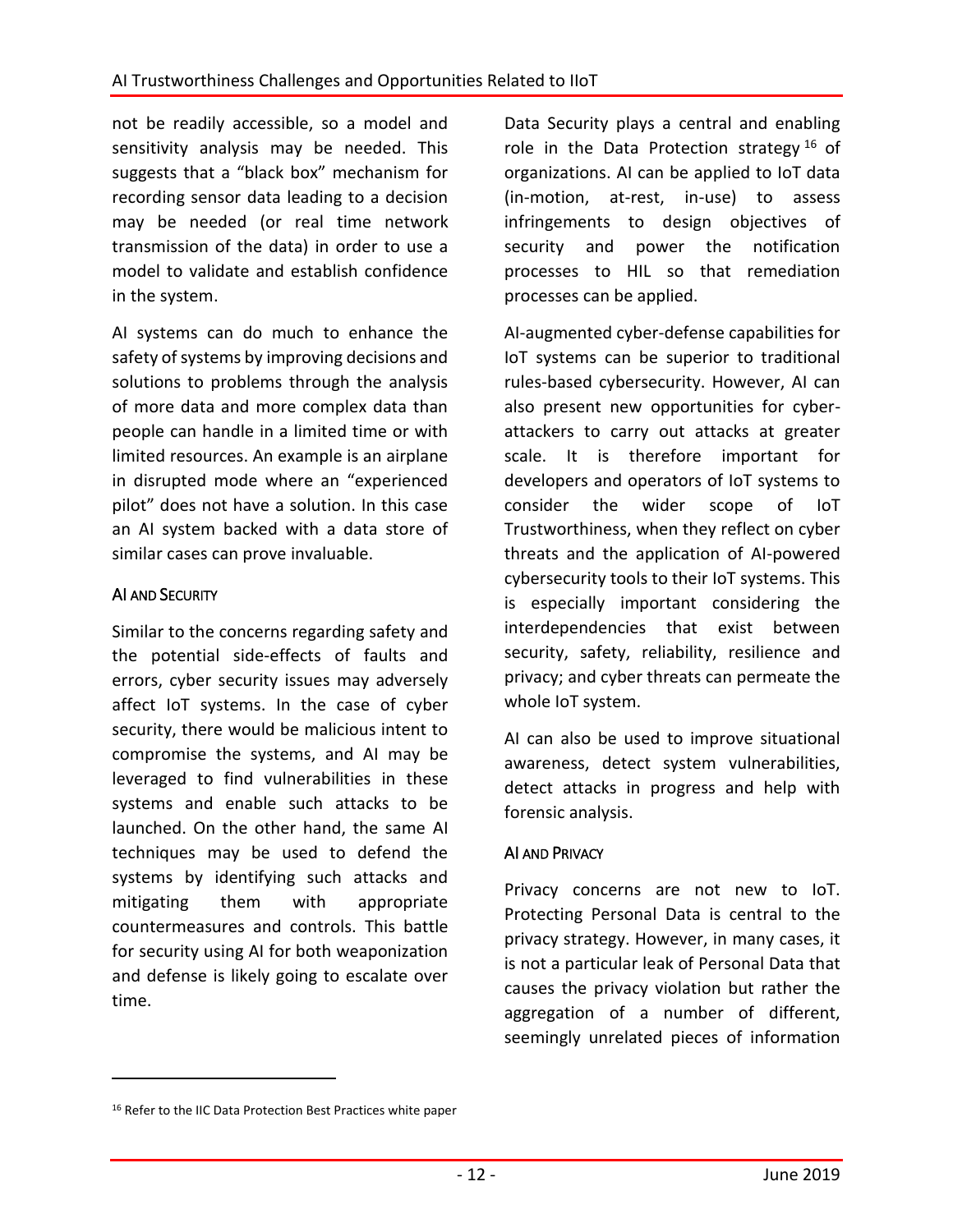not be readily accessible, so a model and sensitivity analysis may be needed. This suggests that a "black box" mechanism for recording sensor data leading to a decision may be needed (or real time network transmission of the data) in order to use a model to validate and establish confidence in the system.

AI systems can do much to enhance the safety of systems by improving decisions and solutions to problems through the analysis of more data and more complex data than people can handle in a limited time or with limited resources. An example is an airplane in disrupted mode where an "experienced pilot" does not have a solution. In this case an AI system backed with a data store of similar cases can prove invaluable.

### AI and Security

Similar to the concerns regarding safety and the potential side-effects of faults and errors, cyber security issues may adversely affect IoT systems. In the case of cyber security, there would be malicious intent to compromise the systems, and AI may be leveraged to find vulnerabilities in these systems and enable such attacks to be launched. On the other hand, the same AI techniques may be used to defend the systems by identifying such attacks and mitigating them with appropriate countermeasures and controls. This battle for security using AI for both weaponization and defense is likely going to escalate over time.

Data Security plays a central and enabling role in the Data Protection strategy[16] of organizations. AI can be applied to IoT data (in-motion, at-rest, in-use) to assess infringements to design objectives of security and power the notification processes to HIL so that remediation processes can be applied.

AI-augmented cyber-defense capabilities for IoT systems can be superior to traditional rules-based cybersecurity. However, AI can also present new opportunities for cyber-attackers to carry out attacks at greater scale. It is therefore important for developers and operators of IoT systems to consider the wider scope of IoT Trustworthiness, when they reflect on cyber threats and the application of AI-powered cybersecurity tools to their IoT systems. This is especially important considering the interdependencies that exist between security, safety, reliability, resilience and privacy; and cyber threats can permeate the whole IoT system.

AI can also be used to improve situational awareness, detect system vulnerabilities, detect attacks in progress and help with forensic analysis.

### AI and Privacy

Privacy concerns are not new to IoT. Protecting Personal Data is central to the privacy strategy. However, in many cases, it is not a particular leak of Personal Data that causes the privacy violation but rather the aggregation of a number of different, seemingly unrelated pieces of information

[16] Refer to the IIC Data Protection Best Practices white paper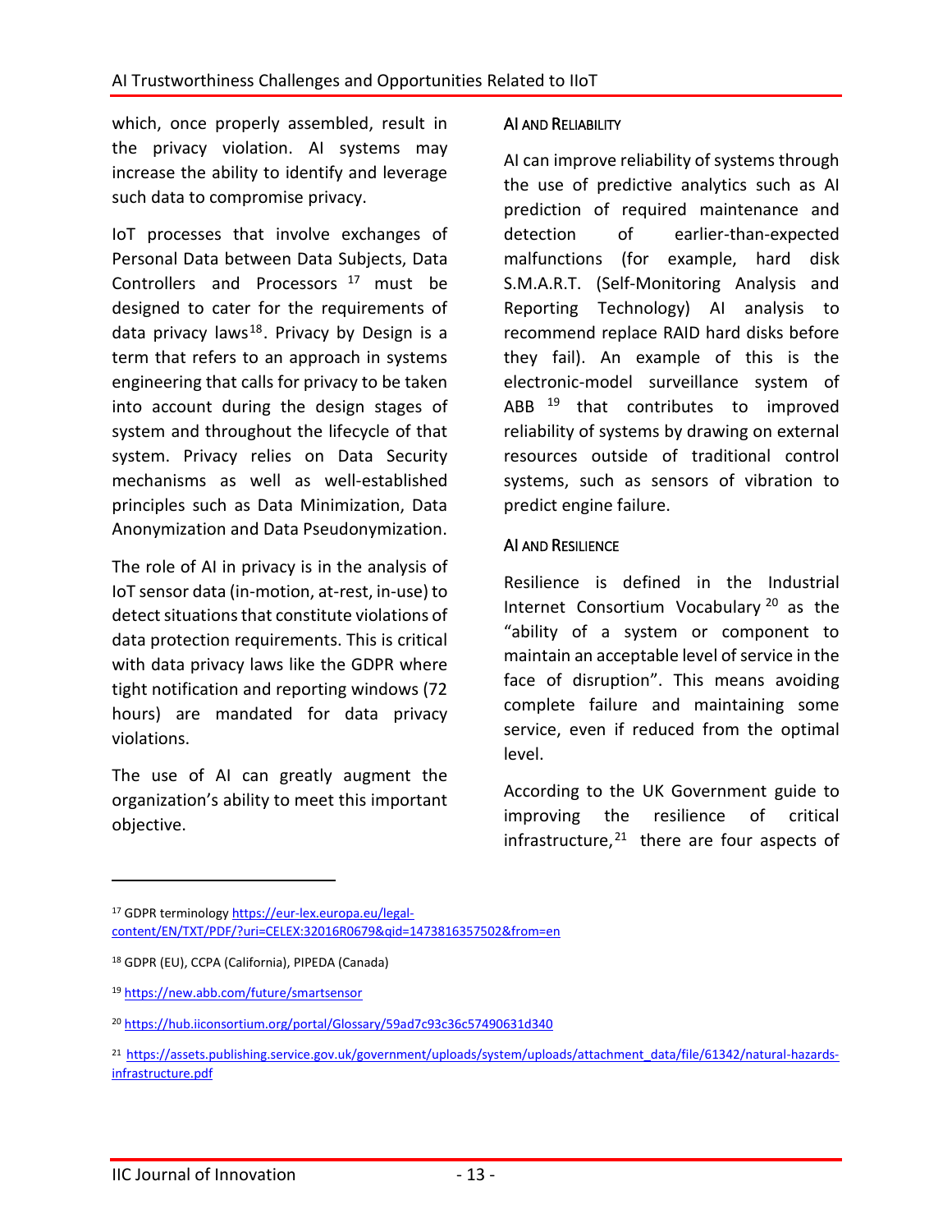which, once properly assembled, result in the privacy violation. AI systems may increase the ability to identify and leverage such data to compromise privacy.

IoT processes that involve exchanges of Personal Data between Data Subjects, Data Controllers and Processors [17] must be designed to cater for the requirements of data privacy laws[18]. Privacy by Design is a term that refers to an approach in systems engineering that calls for privacy to be taken into account during the design stages of system and throughout the lifecycle of that system. Privacy relies on Data Security mechanisms as well as well-established principles such as Data Minimization, Data Anonymization and Data Pseudonymization.

The role of AI in privacy is in the analysis of IoT sensor data (in-motion, at-rest, in-use) to detect situations that constitute violations of data protection requirements. This is critical with data privacy laws like the GDPR where tight notification and reporting windows (72 hours) are mandated for data privacy violations.

The use of AI can greatly augment the organization's ability to meet this important objective.

### AI and Reliability

AI can improve reliability of systems through the use of predictive analytics such as AI prediction of required maintenance and detection of earlier-than-expected malfunctions (for example, hard disk S.M.A.R.T. (Self-Monitoring Analysis and Reporting Technology) AI analysis to recommend replace RAID hard disks before they fail). An example of this is the electronic-model surveillance system of ABB [19] that contributes to improved reliability of systems by drawing on external resources outside of traditional control systems, such as sensors of vibration to predict engine failure.

### AI and Resilience

Resilience is defined in the Industrial Internet Consortium Vocabulary [20] as the "ability of a system or component to maintain an acceptable level of service in the face of disruption". This means avoiding complete failure and maintaining some service, even if reduced from the optimal level.

According to the UK Government guide to improving the resilience of critical infrastructure,[21] there are four aspects of

---

[17] GDPR terminology https://eur-lex.europa.eu/legal-content/EN/TXT/PDF/?uri=CELEX:32016R0679&qid=1473816357502&from=en

[18] GDPR (EU), CCPA (California), PIPEDA (Canada)

[19] https://new.abb.com/future/smartsensor

[20] https://hub.iiconsortium.org/portal/Glossary/59ad7c93c36c57490631d340

[21] https://assets.publishing.service.gov.uk/government/uploads/system/uploads/attachment_data/file/61342/natural-hazards-infrastructure.pdf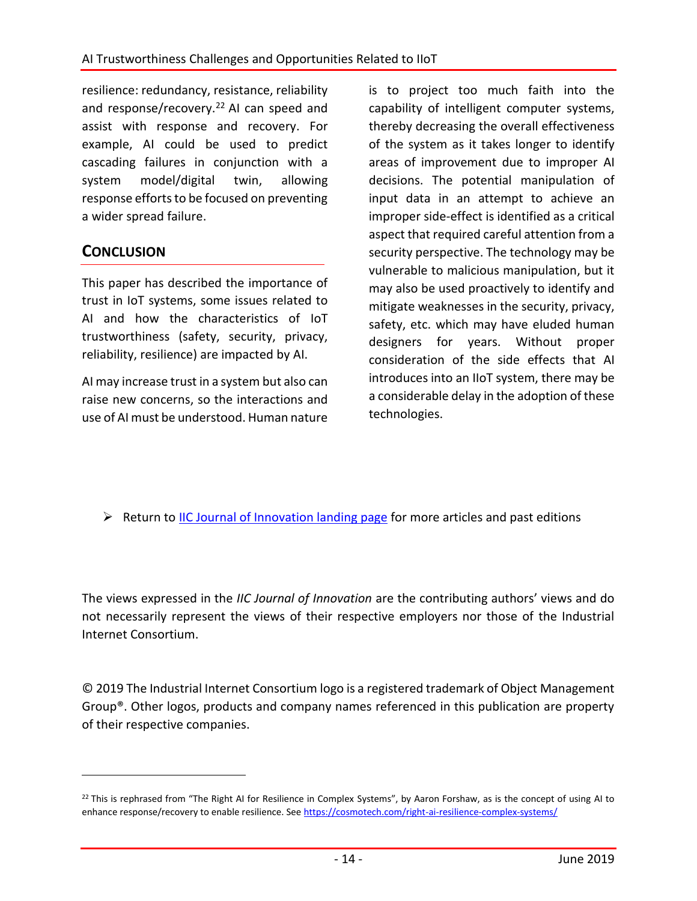resilience: redundancy, resistance, reliability and response/recovery.[22] AI can speed and assist with response and recovery. For example, AI could be used to predict cascading failures in conjunction with a system model/digital twin, allowing response efforts to be focused on preventing a wider spread failure.

## CONCLUSION

This paper has described the importance of trust in IoT systems, some issues related to AI and how the characteristics of IoT trustworthiness (safety, security, privacy, reliability, resilience) are impacted by AI.

AI may increase trust in a system but also can raise new concerns, so the interactions and use of AI must be understood. Human nature is to project too much faith into the capability of intelligent computer systems, thereby decreasing the overall effectiveness of the system as it takes longer to identify areas of improvement due to improper AI decisions. The potential manipulation of input data in an attempt to achieve an improper side-effect is identified as a critical aspect that required careful attention from a security perspective. The technology may be vulnerable to malicious manipulation, but it may also be used proactively to identify and mitigate weaknesses in the security, privacy, safety, etc. which may have eluded human designers for years. Without proper consideration of the side effects that AI introduces into an IIoT system, there may be a considerable delay in the adoption of these technologies.

- Return to IIC Journal of Innovation landing page for more articles and past editions

The views expressed in the *IIC Journal of Innovation* are the contributing authors' views and do not necessarily represent the views of their respective employers nor those of the Industrial Internet Consortium.

© 2019 The Industrial Internet Consortium logo is a registered trademark of Object Management Group®. Other logos, products and company names referenced in this publication are property of their respective companies.

[22] This is rephrased from "The Right AI for Resilience in Complex Systems", by Aaron Forshaw, as is the concept of using AI to enhance response/recovery to enable resilience. See https://cosmotech.com/right-ai-resilience-complex-systems/